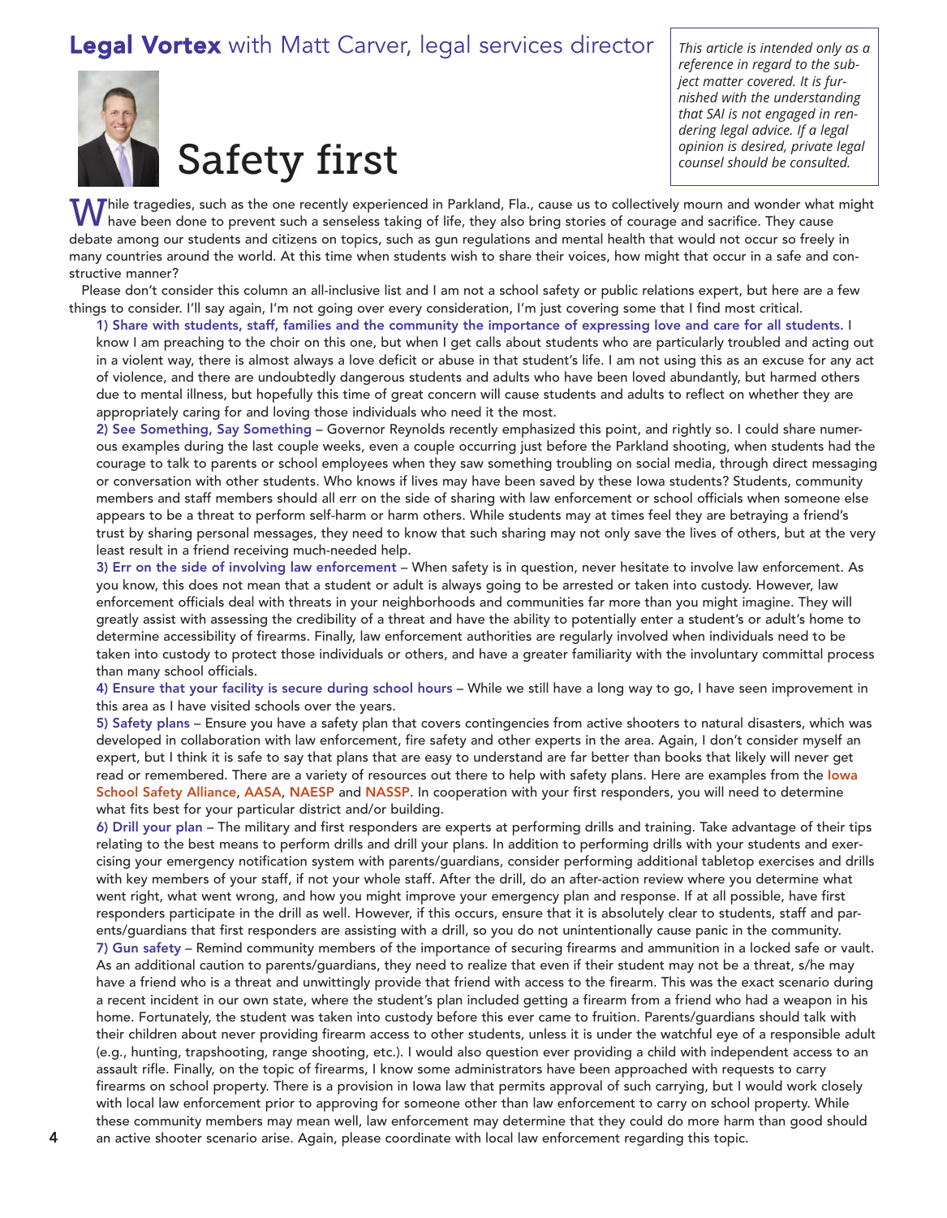**Legal Vortex** with Matt Carver, legal services director

*This article is intended only as a reference in regard to the subject matter covered. It is furnished with the understanding that SAI is not engaged in rendering legal advice. If a legal opinion is desired, private legal counsel should be consulted.*

# Safety first

While tragedies, such as the one recently experienced in Parkland, Fla., cause us to collectively mourn and wonder what might have been done to prevent such a senseless taking of life, they also bring stories of courage and sacrifice. They cause debate among our students and citizens on topics, such as gun regulations and mental health that would not occur so freely in many countries around the world. At this time when students wish to share their voices, how might that occur in a safe and constructive manner?

Please don't consider this column an all-inclusive list and I am not a school safety or public relations expert, but here are a few things to consider. I'll say again, I'm not going over every consideration, I'm just covering some that I find most critical.

1) **Share with students, staff, families and the community the importance of expressing love and care for all students.** I know I am preaching to the choir on this one, but when I get calls about students who are particularly troubled and acting out in a violent way, there is almost always a love deficit or abuse in that student's life. I am not using this as an excuse for any act of violence, and there are undoubtedly dangerous students and adults who have been loved abundantly, but harmed others due to mental illness, but hopefully this time of great concern will cause students and adults to reflect on whether they are appropriately caring for and loving those individuals who need it the most.

2) **See Something, Say Something** – Governor Reynolds recently emphasized this point, and rightly so. I could share numerous examples during the last couple weeks, even a couple occurring just before the Parkland shooting, when students had the courage to talk to parents or school employees when they saw something troubling on social media, through direct messaging or conversation with other students. Who knows if lives may have been saved by these Iowa students? Students, community members and staff members should all err on the side of sharing with law enforcement or school officials when someone else appears to be a threat to perform self-harm or harm others. While students may at times feel they are betraying a friend's trust by sharing personal messages, they need to know that such sharing may not only save the lives of others, but at the very least result in a friend receiving much-needed help.

3) **Err on the side of involving law enforcement** – When safety is in question, never hesitate to involve law enforcement. As you know, this does not mean that a student or adult is always going to be arrested or taken into custody. However, law enforcement officials deal with threats in your neighborhoods and communities far more than you might imagine. They will greatly assist with assessing the credibility of a threat and have the ability to potentially enter a student's or adult's home to determine accessibility of firearms. Finally, law enforcement authorities are regularly involved when individuals need to be taken into custody to protect those individuals or others, and have a greater familiarity with the involuntary committal process than many school officials.

4) **Ensure that your facility is secure during school hours** – While we still have a long way to go, I have seen improvement in this area as I have visited schools over the years.

5) **Safety plans** – Ensure you have a safety plan that covers contingencies from active shooters to natural disasters, which was developed in collaboration with law enforcement, fire safety and other experts in the area. Again, I don't consider myself an expert, but I think it is safe to say that plans that are easy to understand are far better than books that likely will never get read or remembered. There are a variety of resources out there to help with safety plans. Here are examples from the Iowa School Safety Alliance, AASA, NAESP and NASSP. In cooperation with your first responders, you will need to determine what fits best for your particular district and/or building.

6) **Drill your plan** – The military and first responders are experts at performing drills and training. Take advantage of their tips relating to the best means to perform drills and drill your plans. In addition to performing drills with your students and exercising your emergency notification system with parents/guardians, consider performing additional tabletop exercises and drills with key members of your staff, if not your whole staff. After the drill, do an after-action review where you determine what went right, what went wrong, and how you might improve your emergency plan and response. If at all possible, have first responders participate in the drill as well. However, if this occurs, ensure that it is absolutely clear to students, staff and parents/guardians that first responders are assisting with a drill, so you do not unintentionally cause panic in the community.

7) **Gun safety** – Remind community members of the importance of securing firearms and ammunition in a locked safe or vault. As an additional caution to parents/guardians, they need to realize that even if their student may not be a threat, s/he may have a friend who is a threat and unwittingly provide that friend with access to the firearm. This was the exact scenario during a recent incident in our own state, where the student's plan included getting a firearm from a friend who had a weapon in his home. Fortunately, the student was taken into custody before this ever came to fruition. Parents/guardians should talk with their children about never providing firearm access to other students, unless it is under the watchful eye of a responsible adult (e.g., hunting, trapshooting, range shooting, etc.). I would also question ever providing a child with independent access to an assault rifle. Finally, on the topic of firearms, I know some administrators have been approached with requests to carry firearms on school property. There is a provision in Iowa law that permits approval of such carrying, but I would work closely with local law enforcement prior to approving for someone other than law enforcement to carry on school property. While these community members may mean well, law enforcement may determine that they could do more harm than good should an active shooter scenario arise. Again, please coordinate with local law enforcement regarding this topic.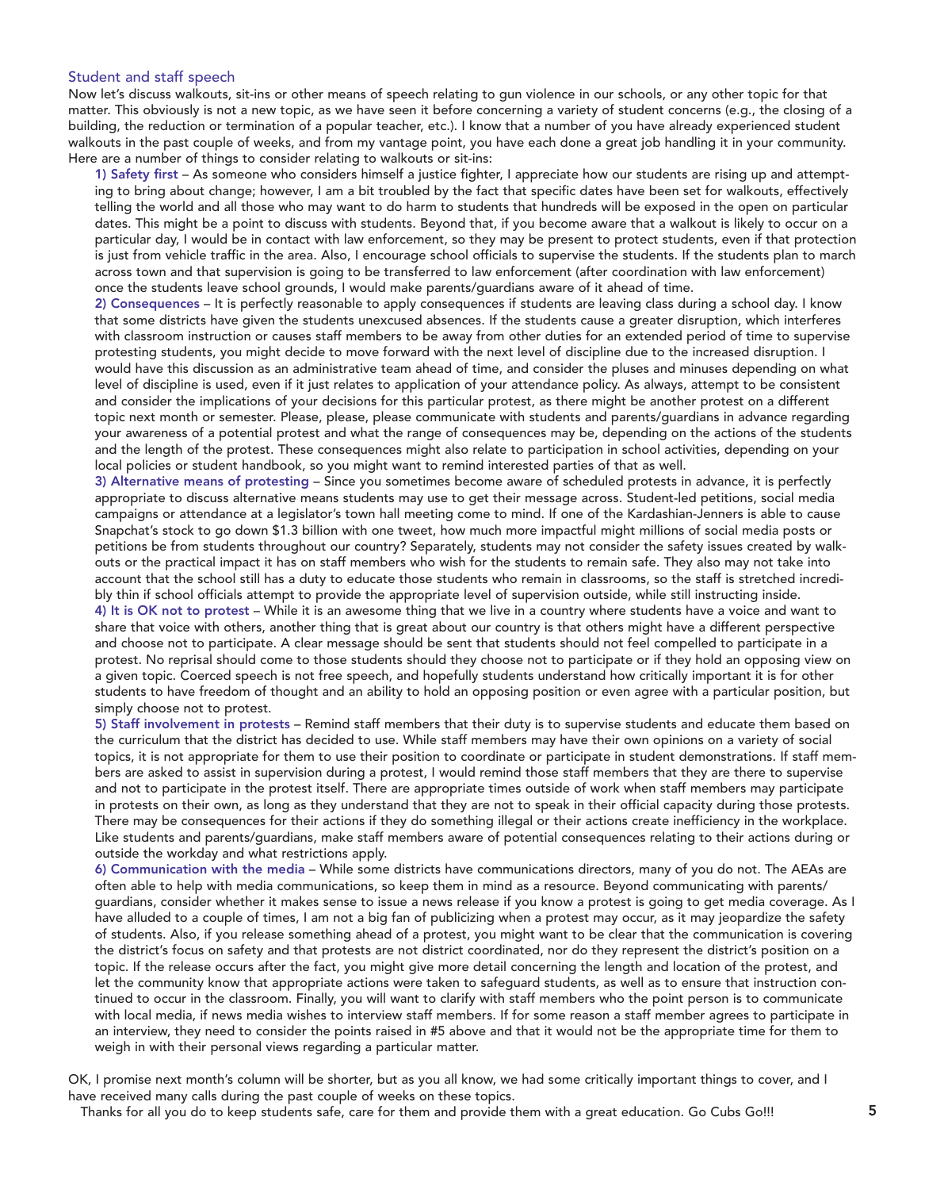## Student and staff speech

Now let's discuss walkouts, sit-ins or other means of speech relating to gun violence in our schools, or any other topic for that matter. This obviously is not a new topic, as we have seen it before concerning a variety of student concerns (e.g., the closing of a building, the reduction or termination of a popular teacher, etc.). I know that a number of you have already experienced student walkouts in the past couple of weeks, and from my vantage point, you have each done a great job handling it in your community. Here are a number of things to consider relating to walkouts or sit-ins:

**1) Safety first** – As someone who considers himself a justice fighter, I appreciate how our students are rising up and attempting to bring about change; however, I am a bit troubled by the fact that specific dates have been set for walkouts, effectively telling the world and all those who may want to do harm to students that hundreds will be exposed in the open on particular dates. This might be a point to discuss with students. Beyond that, if you become aware that a walkout is likely to occur on a particular day, I would be in contact with law enforcement, so they may be present to protect students, even if that protection is just from vehicle traffic in the area. Also, I encourage school officials to supervise the students. If the students plan to march across town and that supervision is going to be transferred to law enforcement (after coordination with law enforcement) once the students leave school grounds, I would make parents/guardians aware of it ahead of time.

**2) Consequences** – It is perfectly reasonable to apply consequences if students are leaving class during a school day. I know that some districts have given the students unexcused absences. If the students cause a greater disruption, which interferes with classroom instruction or causes staff members to be away from other duties for an extended period of time to supervise protesting students, you might decide to move forward with the next level of discipline due to the increased disruption. I would have this discussion as an administrative team ahead of time, and consider the pluses and minuses depending on what level of discipline is used, even if it just relates to application of your attendance policy. As always, attempt to be consistent and consider the implications of your decisions for this particular protest, as there might be another protest on a different topic next month or semester. Please, please, please communicate with students and parents/guardians in advance regarding your awareness of a potential protest and what the range of consequences may be, depending on the actions of the students and the length of the protest. These consequences might also relate to participation in school activities, depending on your local policies or student handbook, so you might want to remind interested parties of that as well.

**3) Alternative means of protesting** – Since you sometimes become aware of scheduled protests in advance, it is perfectly appropriate to discuss alternative means students may use to get their message across. Student-led petitions, social media campaigns or attendance at a legislator's town hall meeting come to mind. If one of the Kardashian-Jenners is able to cause Snapchat's stock to go down $1.3 billion with one tweet, how much more impactful might millions of social media posts or petitions be from students throughout our country? Separately, students may not consider the safety issues created by walkouts or the practical impact it has on staff members who wish for the students to remain safe. They also may not take into account that the school still has a duty to educate those students who remain in classrooms, so the staff is stretched incredibly thin if school officials attempt to provide the appropriate level of supervision outside, while still instructing inside.

**4) It is OK not to protest** – While it is an awesome thing that we live in a country where students have a voice and want to share that voice with others, another thing that is great about our country is that others might have a different perspective and choose not to participate. A clear message should be sent that students should not feel compelled to participate in a protest. No reprisal should come to those students should they choose not to participate or if they hold an opposing view on a given topic. Coerced speech is not free speech, and hopefully students understand how critically important it is for other students to have freedom of thought and an ability to hold an opposing position or even agree with a particular position, but simply choose not to protest.

**5) Staff involvement in protests** – Remind staff members that their duty is to supervise students and educate them based on the curriculum that the district has decided to use. While staff members may have their own opinions on a variety of social topics, it is not appropriate for them to use their position to coordinate or participate in student demonstrations. If staff members are asked to assist in supervision during a protest, I would remind those staff members that they are there to supervise and not to participate in the protest itself. There are appropriate times outside of work when staff members may participate in protests on their own, as long as they understand that they are not to speak in their official capacity during those protests. There may be consequences for their actions if they do something illegal or their actions create inefficiency in the workplace. Like students and parents/guardians, make staff members aware of potential consequences relating to their actions during or outside the workday and what restrictions apply.

**6) Communication with the media** – While some districts have communications directors, many of you do not. The AEAs are often able to help with media communications, so keep them in mind as a resource. Beyond communicating with parents/guardians, consider whether it makes sense to issue a news release if you know a protest is going to get media coverage. As I have alluded to a couple of times, I am not a big fan of publicizing when a protest may occur, as it may jeopardize the safety of students. Also, if you release something ahead of a protest, you might want to be clear that the communication is covering the district's focus on safety and that protests are not district coordinated, nor do they represent the district's position on a topic. If the release occurs after the fact, you might give more detail concerning the length and location of the protest, and let the community know that appropriate actions were taken to safeguard students, as well as to ensure that instruction continued to occur in the classroom. Finally, you will want to clarify with staff members who the point person is to communicate with local media, if news media wishes to interview staff members. If for some reason a staff member agrees to participate in an interview, they need to consider the points raised in #5 above and that it would not be the appropriate time for them to weigh in with their personal views regarding a particular matter.

OK, I promise next month's column will be shorter, but as you all know, we had some critically important things to cover, and I have received many calls during the past couple of weeks on these topics.

Thanks for all you do to keep students safe, care for them and provide them with a great education. Go Cubs Go!!!